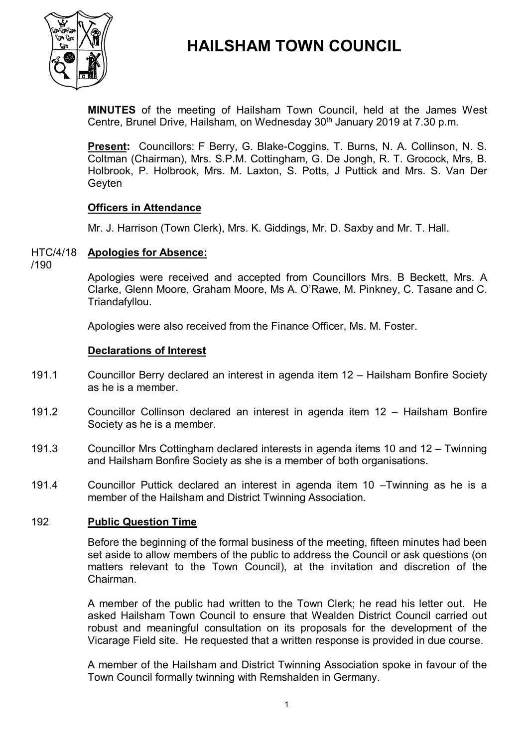# HAILSHAM TOWN COUNCIL

**MINUTES** of the meeting of Hailsham Town Council, held at the James West Centre, Brunel Drive, Hailsham, on Wednesday 30th January 2019 at 7.30 p.m.

**Present:** Councillors: F Berry, G. Blake-Coggins, T. Burns, N. A. Collinson, N. S. Coltman (Chairman), Mrs. S.P.M. Cottingham, G. De Jongh, R. T. Grocock, Mrs, B. Holbrook, P. Holbrook, Mrs. M. Laxton, S. Potts, J Puttick and Mrs. S. Van Der Geyten

**Officers in Attendance**

Mr. J. Harrison (Town Clerk), Mrs. K. Giddings, Mr. D. Saxby and Mr. T. Hall.

HTC/4/18/190 **Apologies for Absence:**

Apologies were received and accepted from Councillors Mrs. B Beckett, Mrs. A Clarke, Glenn Moore, Graham Moore, Ms A. O'Rawe, M. Pinkney, C. Tasane and C. Triandafyllou.

Apologies were also received from the Finance Officer, Ms. M. Foster.

**Declarations of Interest**

191.1 Councillor Berry declared an interest in agenda item 12 – Hailsham Bonfire Society as he is a member.

191.2 Councillor Collinson declared an interest in agenda item 12 – Hailsham Bonfire Society as he is a member.

191.3 Councillor Mrs Cottingham declared interests in agenda items 10 and 12 – Twinning and Hailsham Bonfire Society as she is a member of both organisations.

191.4 Councillor Puttick declared an interest in agenda item 10 –Twinning as he is a member of the Hailsham and District Twinning Association.

192 **Public Question Time**

Before the beginning of the formal business of the meeting, fifteen minutes had been set aside to allow members of the public to address the Council or ask questions (on matters relevant to the Town Council), at the invitation and discretion of the Chairman.

A member of the public had written to the Town Clerk; he read his letter out. He asked Hailsham Town Council to ensure that Wealden District Council carried out robust and meaningful consultation on its proposals for the development of the Vicarage Field site. He requested that a written response is provided in due course.

A member of the Hailsham and District Twinning Association spoke in favour of the Town Council formally twinning with Remshalden in Germany.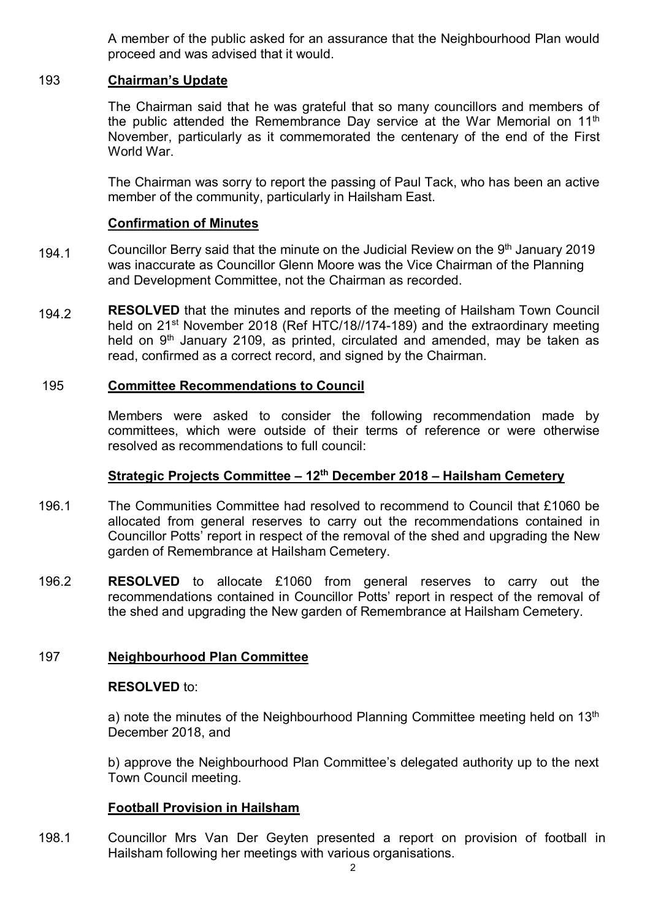A member of the public asked for an assurance that the Neighbourhood Plan would proceed and was advised that it would.

## 193 Chairman's Update

The Chairman said that he was grateful that so many councillors and members of the public attended the Remembrance Day service at the War Memorial on 11th November, particularly as it commemorated the centenary of the end of the First World War.

The Chairman was sorry to report the passing of Paul Tack, who has been an active member of the community, particularly in Hailsham East.

## Confirmation of Minutes

194.1 Councillor Berry said that the minute on the Judicial Review on the 9th January 2019 was inaccurate as Councillor Glenn Moore was the Vice Chairman of the Planning and Development Committee, not the Chairman as recorded.

194.2 **RESOLVED** that the minutes and reports of the meeting of Hailsham Town Council held on 21st November 2018 (Ref HTC/18//174-189) and the extraordinary meeting held on 9th January 2109, as printed, circulated and amended, may be taken as read, confirmed as a correct record, and signed by the Chairman.

## 195 Committee Recommendations to Council

Members were asked to consider the following recommendation made by committees, which were outside of their terms of reference or were otherwise resolved as recommendations to full council:

### Strategic Projects Committee – 12th December 2018 – Hailsham Cemetery

196.1 The Communities Committee had resolved to recommend to Council that £1060 be allocated from general reserves to carry out the recommendations contained in Councillor Potts' report in respect of the removal of the shed and upgrading the New garden of Remembrance at Hailsham Cemetery.

196.2 **RESOLVED** to allocate £1060 from general reserves to carry out the recommendations contained in Councillor Potts' report in respect of the removal of the shed and upgrading the New garden of Remembrance at Hailsham Cemetery.

## 197 Neighbourhood Plan Committee

**RESOLVED** to:

a) note the minutes of the Neighbourhood Planning Committee meeting held on 13th December 2018, and

b) approve the Neighbourhood Plan Committee's delegated authority up to the next Town Council meeting.

## Football Provision in Hailsham

198.1 Councillor Mrs Van Der Geyten presented a report on provision of football in Hailsham following her meetings with various organisations.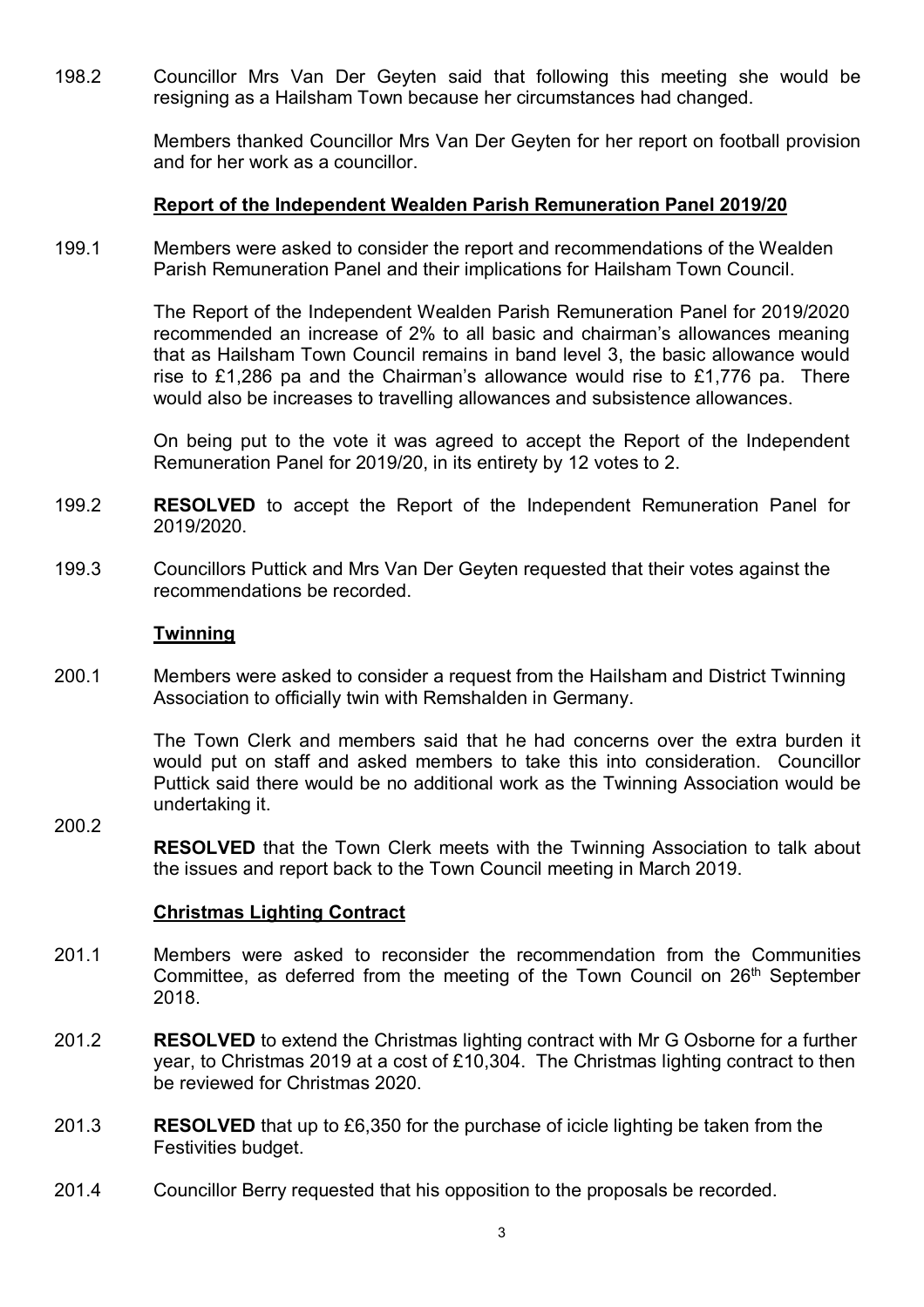198.2 Councillor Mrs Van Der Geyten said that following this meeting she would be resigning as a Hailsham Town because her circumstances had changed.

Members thanked Councillor Mrs Van Der Geyten for her report on football provision and for her work as a councillor.

**Report of the Independent Wealden Parish Remuneration Panel 2019/20**

199.1 Members were asked to consider the report and recommendations of the Wealden Parish Remuneration Panel and their implications for Hailsham Town Council.

The Report of the Independent Wealden Parish Remuneration Panel for 2019/2020 recommended an increase of 2% to all basic and chairman's allowances meaning that as Hailsham Town Council remains in band level 3, the basic allowance would rise to £1,286 pa and the Chairman's allowance would rise to £1,776 pa. There would also be increases to travelling allowances and subsistence allowances.

On being put to the vote it was agreed to accept the Report of the Independent Remuneration Panel for 2019/20, in its entirety by 12 votes to 2.

199.2 **RESOLVED** to accept the Report of the Independent Remuneration Panel for 2019/2020.

199.3 Councillors Puttick and Mrs Van Der Geyten requested that their votes against the recommendations be recorded.

**Twinning**

200.1 Members were asked to consider a request from the Hailsham and District Twinning Association to officially twin with Remshalden in Germany.

The Town Clerk and members said that he had concerns over the extra burden it would put on staff and asked members to take this into consideration. Councillor Puttick said there would be no additional work as the Twinning Association would be undertaking it.

200.2 **RESOLVED** that the Town Clerk meets with the Twinning Association to talk about the issues and report back to the Town Council meeting in March 2019.

**Christmas Lighting Contract**

201.1 Members were asked to reconsider the recommendation from the Communities Committee, as deferred from the meeting of the Town Council on 26th September 2018.

201.2 **RESOLVED** to extend the Christmas lighting contract with Mr G Osborne for a further year, to Christmas 2019 at a cost of £10,304. The Christmas lighting contract to then be reviewed for Christmas 2020.

201.3 **RESOLVED** that up to £6,350 for the purchase of icicle lighting be taken from the Festivities budget.

201.4 Councillor Berry requested that his opposition to the proposals be recorded.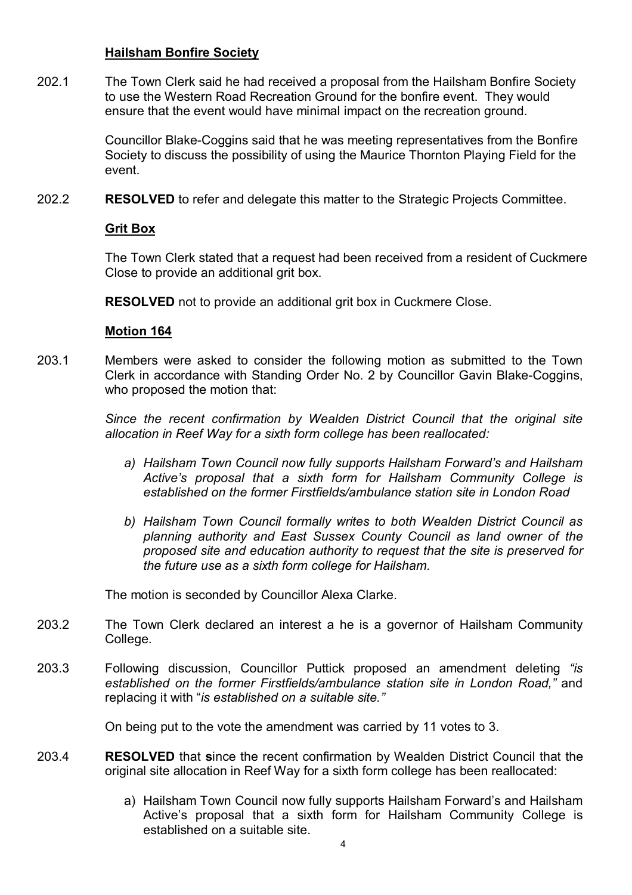**Hailsham Bonfire Society**

202.1 The Town Clerk said he had received a proposal from the Hailsham Bonfire Society to use the Western Road Recreation Ground for the bonfire event. They would ensure that the event would have minimal impact on the recreation ground.

Councillor Blake-Coggins said that he was meeting representatives from the Bonfire Society to discuss the possibility of using the Maurice Thornton Playing Field for the event.

202.2 **RESOLVED** to refer and delegate this matter to the Strategic Projects Committee.

**Grit Box**

The Town Clerk stated that a request had been received from a resident of Cuckmere Close to provide an additional grit box.

**RESOLVED** not to provide an additional grit box in Cuckmere Close.

**Motion 164**

203.1 Members were asked to consider the following motion as submitted to the Town Clerk in accordance with Standing Order No. 2 by Councillor Gavin Blake-Coggins, who proposed the motion that:

*Since the recent confirmation by Wealden District Council that the original site allocation in Reef Way for a sixth form college has been reallocated:*

*a) Hailsham Town Council now fully supports Hailsham Forward's and Hailsham Active's proposal that a sixth form for Hailsham Community College is established on the former Firstfields/ambulance station site in London Road*

*b) Hailsham Town Council formally writes to both Wealden District Council as planning authority and East Sussex County Council as land owner of the proposed site and education authority to request that the site is preserved for the future use as a sixth form college for Hailsham.*

The motion is seconded by Councillor Alexa Clarke.

203.2 The Town Clerk declared an interest a he is a governor of Hailsham Community College.

203.3 Following discussion, Councillor Puttick proposed an amendment deleting *"is established on the former Firstfields/ambulance station site in London Road,"* and replacing it with "*is established on a suitable site."*

On being put to the vote the amendment was carried by 11 votes to 3.

203.4 **RESOLVED** that **s**ince the recent confirmation by Wealden District Council that the original site allocation in Reef Way for a sixth form college has been reallocated:

a) Hailsham Town Council now fully supports Hailsham Forward's and Hailsham Active's proposal that a sixth form for Hailsham Community College is established on a suitable site.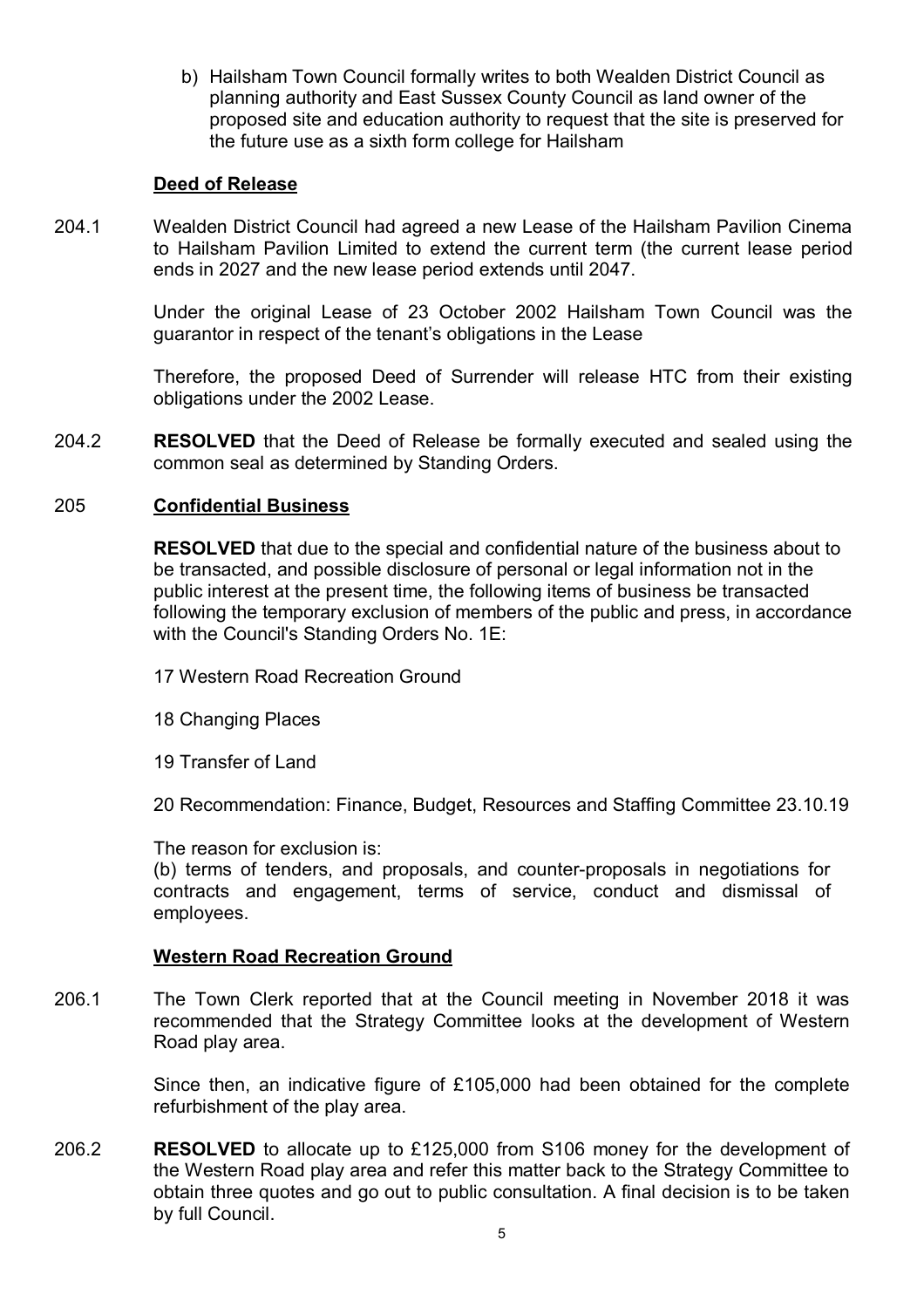b) Hailsham Town Council formally writes to both Wealden District Council as planning authority and East Sussex County Council as land owner of the proposed site and education authority to request that the site is preserved for the future use as a sixth form college for Hailsham

**Deed of Release**

204.1 Wealden District Council had agreed a new Lease of the Hailsham Pavilion Cinema to Hailsham Pavilion Limited to extend the current term (the current lease period ends in 2027 and the new lease period extends until 2047.

Under the original Lease of 23 October 2002 Hailsham Town Council was the guarantor in respect of the tenant's obligations in the Lease

Therefore, the proposed Deed of Surrender will release HTC from their existing obligations under the 2002 Lease.

204.2 **RESOLVED** that the Deed of Release be formally executed and sealed using the common seal as determined by Standing Orders.

205 **Confidential Business**

**RESOLVED** that due to the special and confidential nature of the business about to be transacted, and possible disclosure of personal or legal information not in the public interest at the present time, the following items of business be transacted following the temporary exclusion of members of the public and press, in accordance with the Council's Standing Orders No. 1E:

17 Western Road Recreation Ground

18 Changing Places

19 Transfer of Land

20 Recommendation: Finance, Budget, Resources and Staffing Committee 23.10.19

The reason for exclusion is:
(b) terms of tenders, and proposals, and counter-proposals in negotiations for contracts and engagement, terms of service, conduct and dismissal of employees.

**Western Road Recreation Ground**

206.1 The Town Clerk reported that at the Council meeting in November 2018 it was recommended that the Strategy Committee looks at the development of Western Road play area.

Since then, an indicative figure of £105,000 had been obtained for the complete refurbishment of the play area.

206.2 **RESOLVED** to allocate up to £125,000 from S106 money for the development of the Western Road play area and refer this matter back to the Strategy Committee to obtain three quotes and go out to public consultation. A final decision is to be taken by full Council.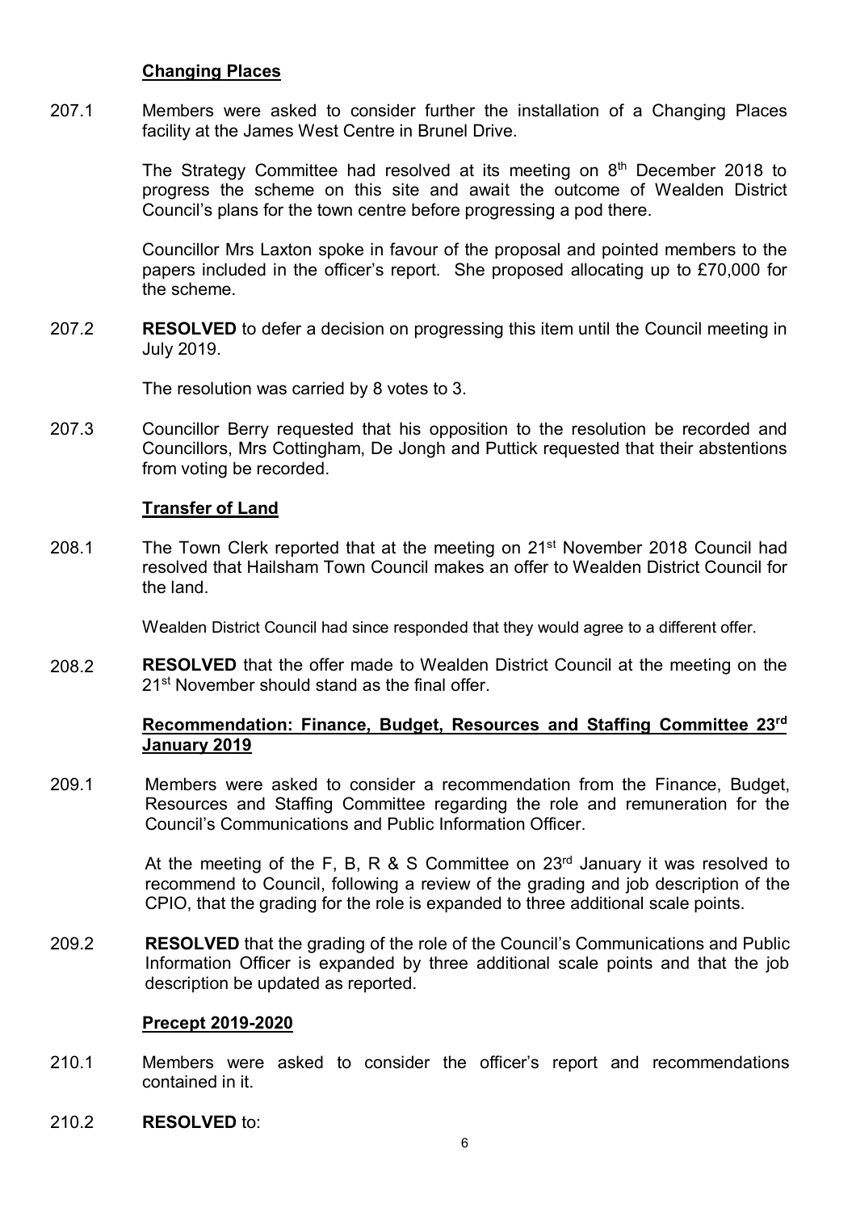**Changing Places**

207.1 Members were asked to consider further the installation of a Changing Places facility at the James West Centre in Brunel Drive.

The Strategy Committee had resolved at its meeting on 8th December 2018 to progress the scheme on this site and await the outcome of Wealden District Council's plans for the town centre before progressing a pod there.

Councillor Mrs Laxton spoke in favour of the proposal and pointed members to the papers included in the officer's report. She proposed allocating up to £70,000 for the scheme.

207.2 **RESOLVED** to defer a decision on progressing this item until the Council meeting in July 2019.

The resolution was carried by 8 votes to 3.

207.3 Councillor Berry requested that his opposition to the resolution be recorded and Councillors, Mrs Cottingham, De Jongh and Puttick requested that their abstentions from voting be recorded.

**Transfer of Land**

208.1 The Town Clerk reported that at the meeting on 21st November 2018 Council had resolved that Hailsham Town Council makes an offer to Wealden District Council for the land.

Wealden District Council had since responded that they would agree to a different offer.

208.2 **RESOLVED** that the offer made to Wealden District Council at the meeting on the 21st November should stand as the final offer.

**Recommendation: Finance, Budget, Resources and Staffing Committee 23rd January 2019**

209.1 Members were asked to consider a recommendation from the Finance, Budget, Resources and Staffing Committee regarding the role and remuneration for the Council's Communications and Public Information Officer.

At the meeting of the F, B, R & S Committee on 23rd January it was resolved to recommend to Council, following a review of the grading and job description of the CPIO, that the grading for the role is expanded to three additional scale points.

209.2 **RESOLVED** that the grading of the role of the Council's Communications and Public Information Officer is expanded by three additional scale points and that the job description be updated as reported.

**Precept 2019-2020**

210.1 Members were asked to consider the officer's report and recommendations contained in it.

210.2 **RESOLVED** to: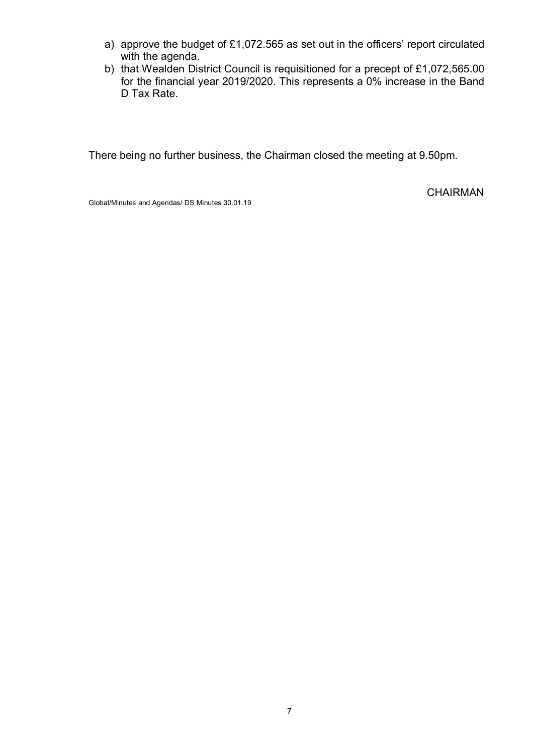a) approve the budget of £1,072.565 as set out in the officers' report circulated with the agenda.
b) that Wealden District Council is requisitioned for a precept of £1,072,565.00 for the financial year 2019/2020. This represents a 0% increase in the Band D Tax Rate.

There being no further business, the Chairman closed the meeting at 9.50pm.

CHAIRMAN

Global/Minutes and Agendas/ DS Minutes 30.01.19